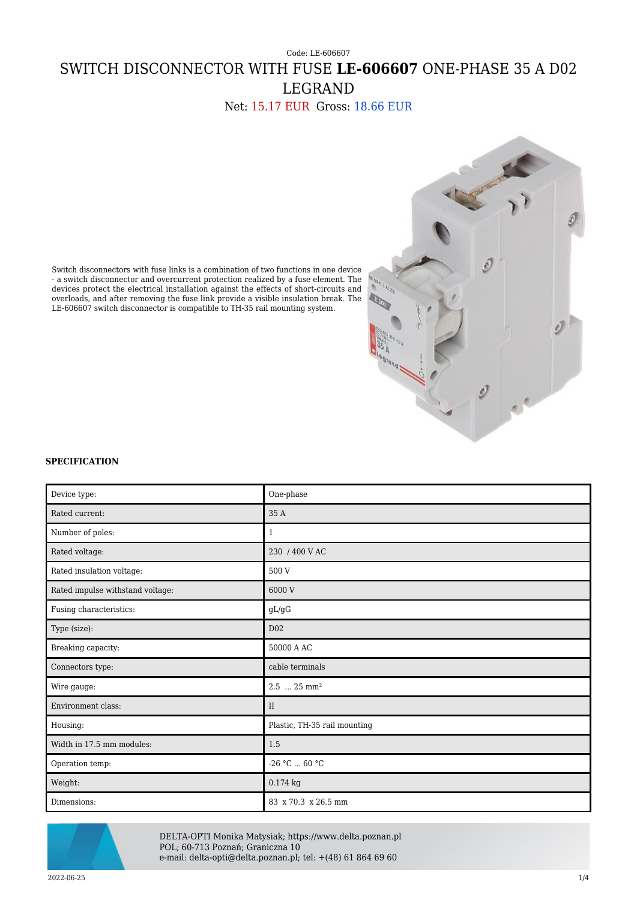Code: LE-606607

# SWITCH DISCONNECTOR WITH FUSE **LE-606607** ONE-PHASE 35 A D02 LEGRAND

Net: 15.17 EUR Gross: 18.66 EUR

Switch disconnectors with fuse links is a combination of two functions in one device - a switch disconnector and overcurrent protection realized by a fuse element. The devices protect the electrical installation against the effects of short-circuits and overloads, and after removing the fuse link provide a visible insulation break. The LE-606607 switch disconnector is compatible to TH-35 rail mounting system.

**SPECIFICATION**

| | |
|---|---|
| Device type: | One-phase |
| Rated current: | 35 A |
| Number of poles: | 1 |
| Rated voltage: | 230 / 400 V AC |
| Rated insulation voltage: | 500 V |
| Rated impulse withstand voltage: | 6000 V |
| Fusing characteristics: | gL/gG |
| Type (size): | D02 |
| Breaking capacity: | 50000 A AC |
| Connectors type: | cable terminals |
| Wire gauge: | 2.5 ... 25 mm² |
| Environment class: | II |
| Housing: | Plastic, TH-35 rail mounting |
| Width in 17.5 mm modules: | 1.5 |
| Operation temp: | -26 °C ... 60 °C |
| Weight: | 0.174 kg |
| Dimensions: | 83 x 70.3 x 26.5 mm |

DELTA-OPTI Monika Matysiak; https://www.delta.poznan.pl
POL; 60-713 Poznań; Graniczna 10
e-mail: delta-opti@delta.poznan.pl; tel: +(48) 61 864 69 60

2022-06-25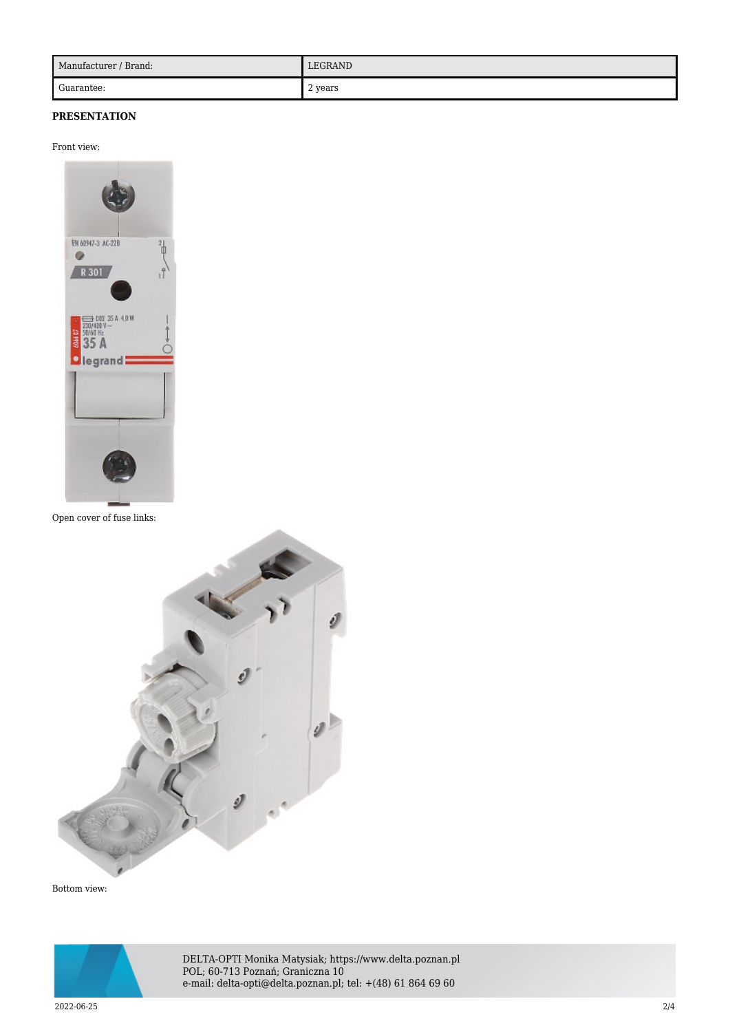| Manufacturer / Brand: | LEGRAND |
| --- | --- |
| Guarantee: | 2 years |

**PRESENTATION**

Front view:

Open cover of fuse links:

Bottom view: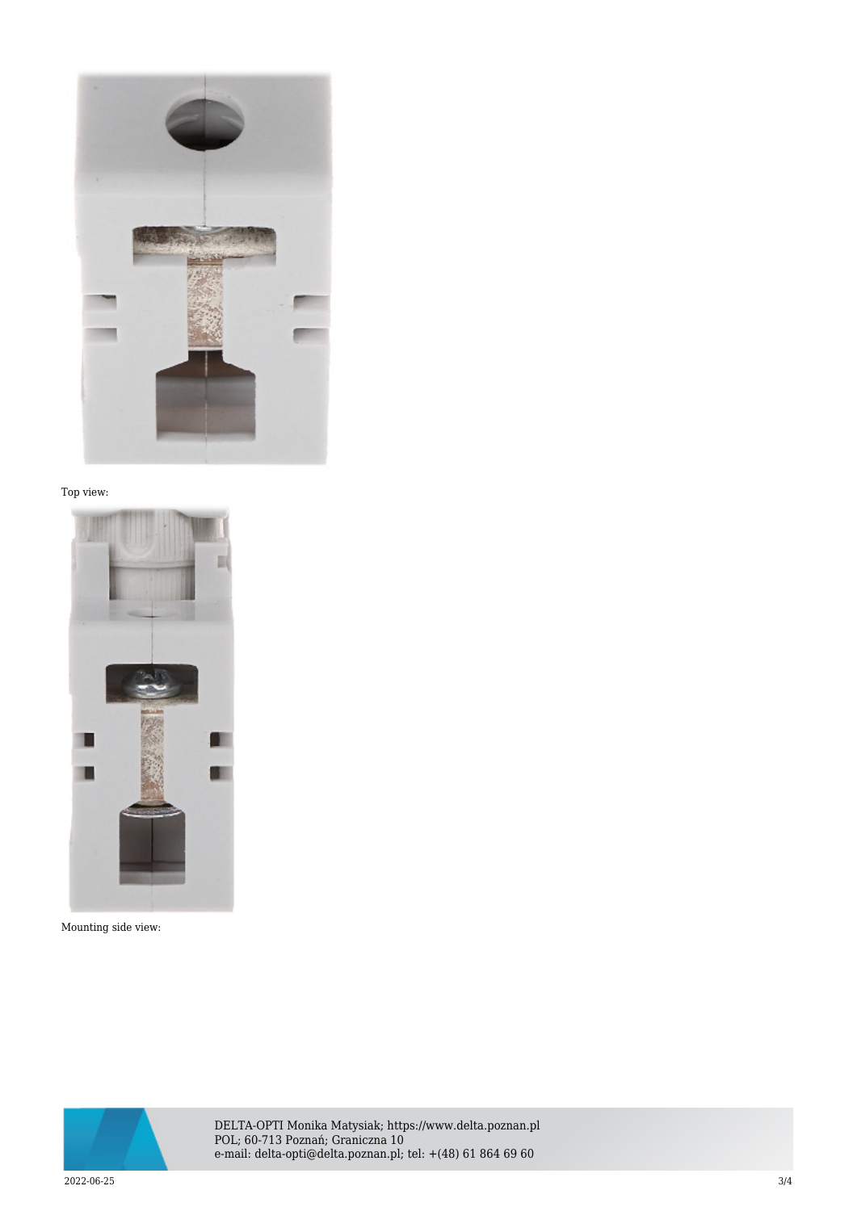Top view:

Mounting side view: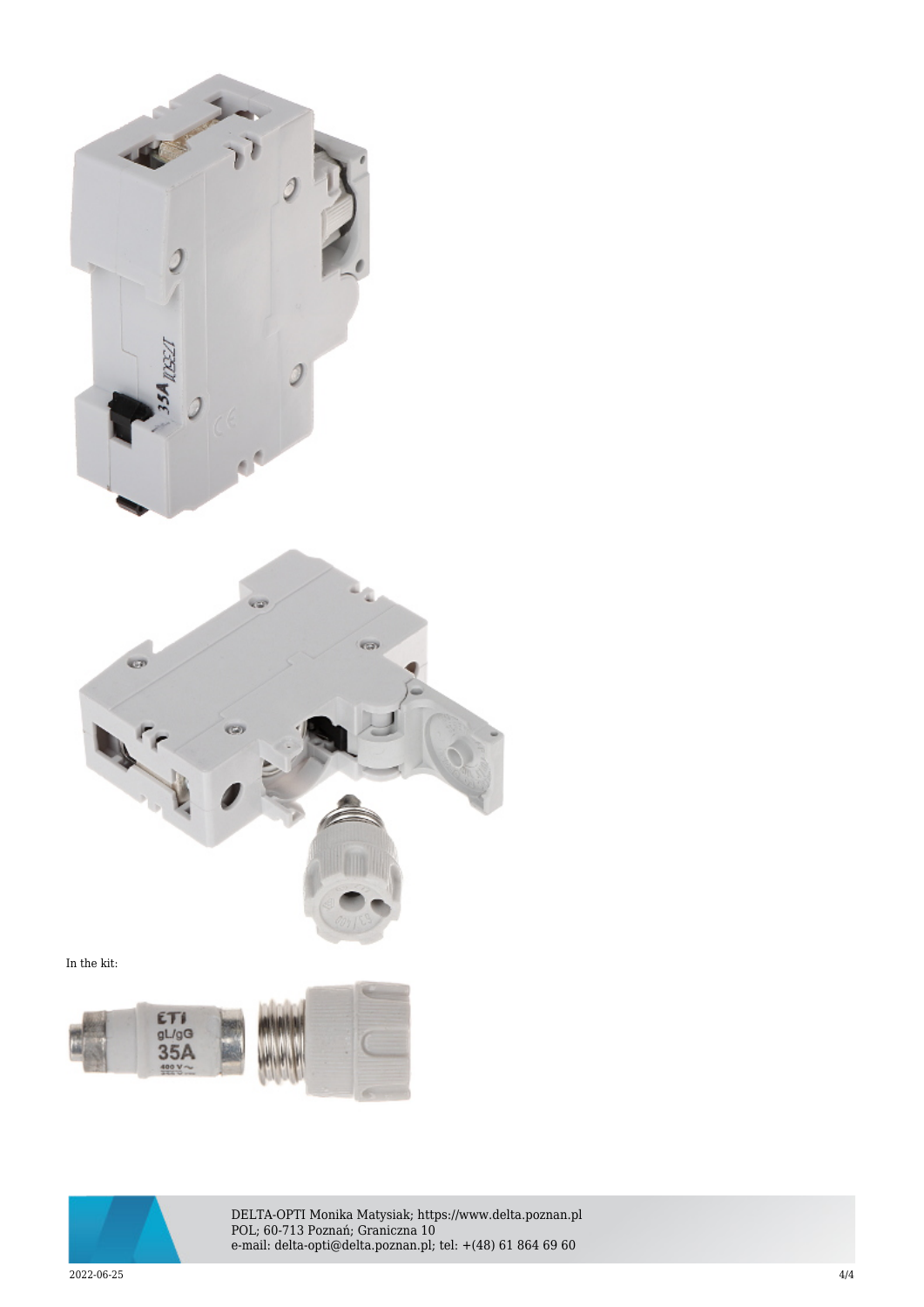In the kit: